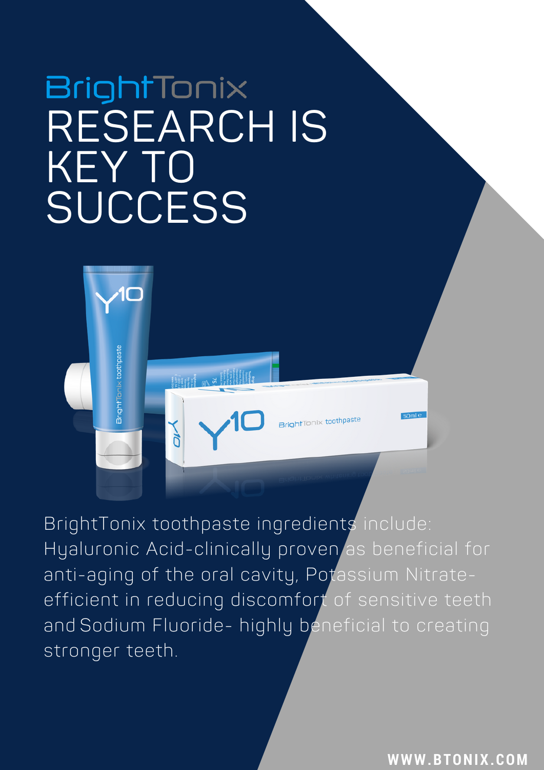BrightTonix

# RESEARCH IS KEY TO SUCCESS

BrightTonix toothpaste ingredients include: Hyaluronic Acid-clinically proven as beneficial for anti-aging of the oral cavity, Potassium Nitrate-efficient in reducing discomfort of sensitive teeth and Sodium Fluoride- highly beneficial to creating stronger teeth.

WWW.BTONIX.COM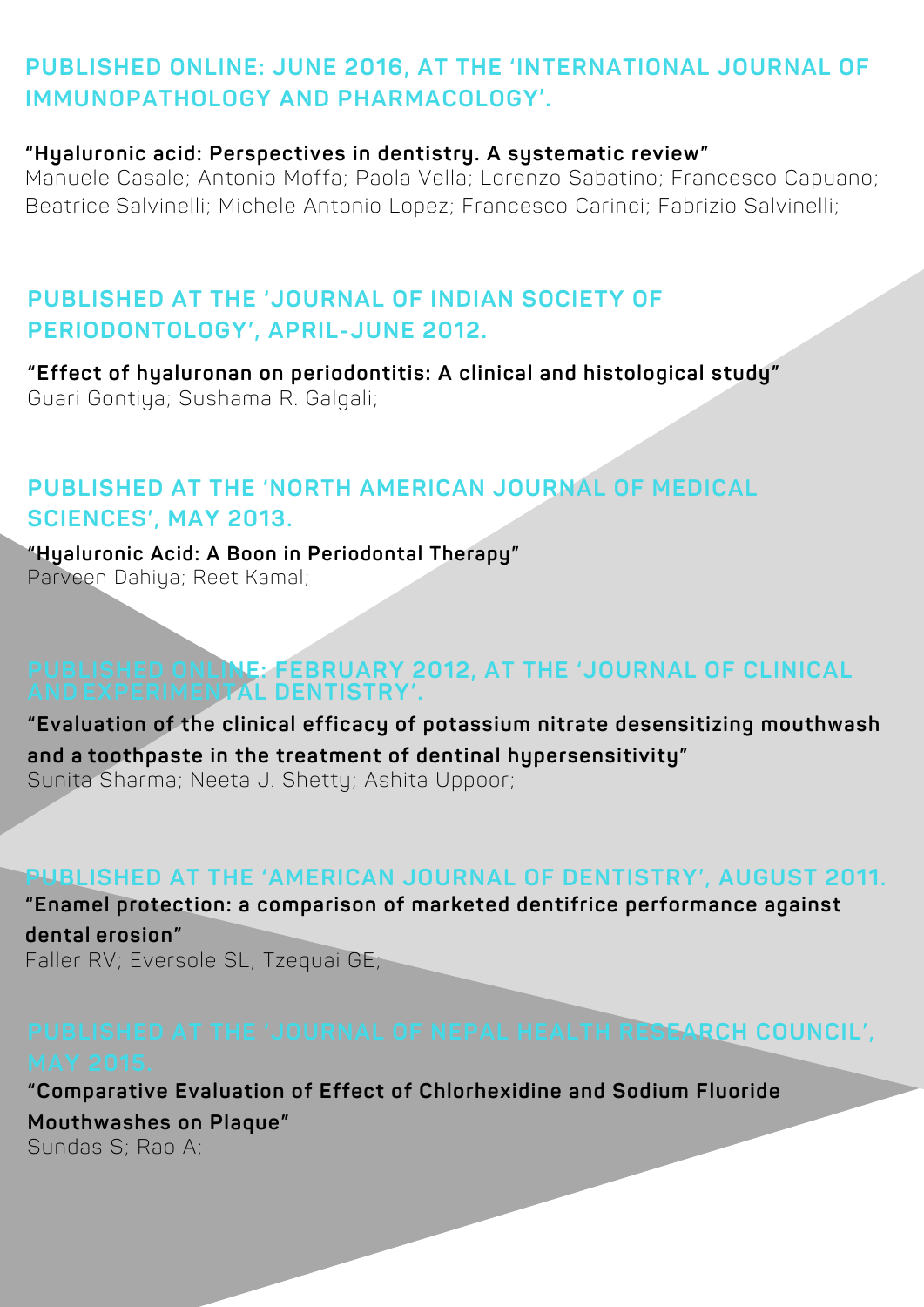## PUBLISHED ONLINE: JUNE 2016, AT THE 'INTERNATIONAL JOURNAL OF IMMUNOPATHOLOGY AND PHARMACOLOGY'.

**"Hyaluronic acid: Perspectives in dentistry. A systematic review"**
Manuele Casale; Antonio Moffa; Paola Vella; Lorenzo Sabatino; Francesco Capuano; Beatrice Salvinelli; Michele Antonio Lopez; Francesco Carinci; Fabrizio Salvinelli;

## PUBLISHED AT THE 'JOURNAL OF INDIAN SOCIETY OF PERIODONTOLOGY', APRIL-JUNE 2012.

**"Effect of hyaluronan on periodontitis: A clinical and histological study"**
Guari Gontiya; Sushama R. Galgali;

## PUBLISHED AT THE 'NORTH AMERICAN JOURNAL OF MEDICAL SCIENCES', MAY 2013.

**"Hyaluronic Acid: A Boon in Periodontal Therapy"**
Parveen Dahiya; Reet Kamal;

## PUBLISHED ONLINE: FEBRUARY 2012, AT THE 'JOURNAL OF CLINICAL AND EXPERIMENTAL DENTISTRY'.

**"Evaluation of the clinical efficacy of potassium nitrate desensitizing mouthwash and a toothpaste in the treatment of dentinal hypersensitivity"**
Sunita Sharma; Neeta J. Shetty; Ashita Uppoor;

## PUBLISHED AT THE 'AMERICAN JOURNAL OF DENTISTRY', AUGUST 2011.

**"Enamel protection: a comparison of marketed dentifrice performance against dental erosion"**
Faller RV; Eversole SL; Tzequai GE;

## PUBLISHED AT THE 'JOURNAL OF NEPAL HEALTH RESEARCH COUNCIL', MAY 2015.

**"Comparative Evaluation of Effect of Chlorhexidine and Sodium Fluoride Mouthwashes on Plaque"**
Sundas S; Rao A;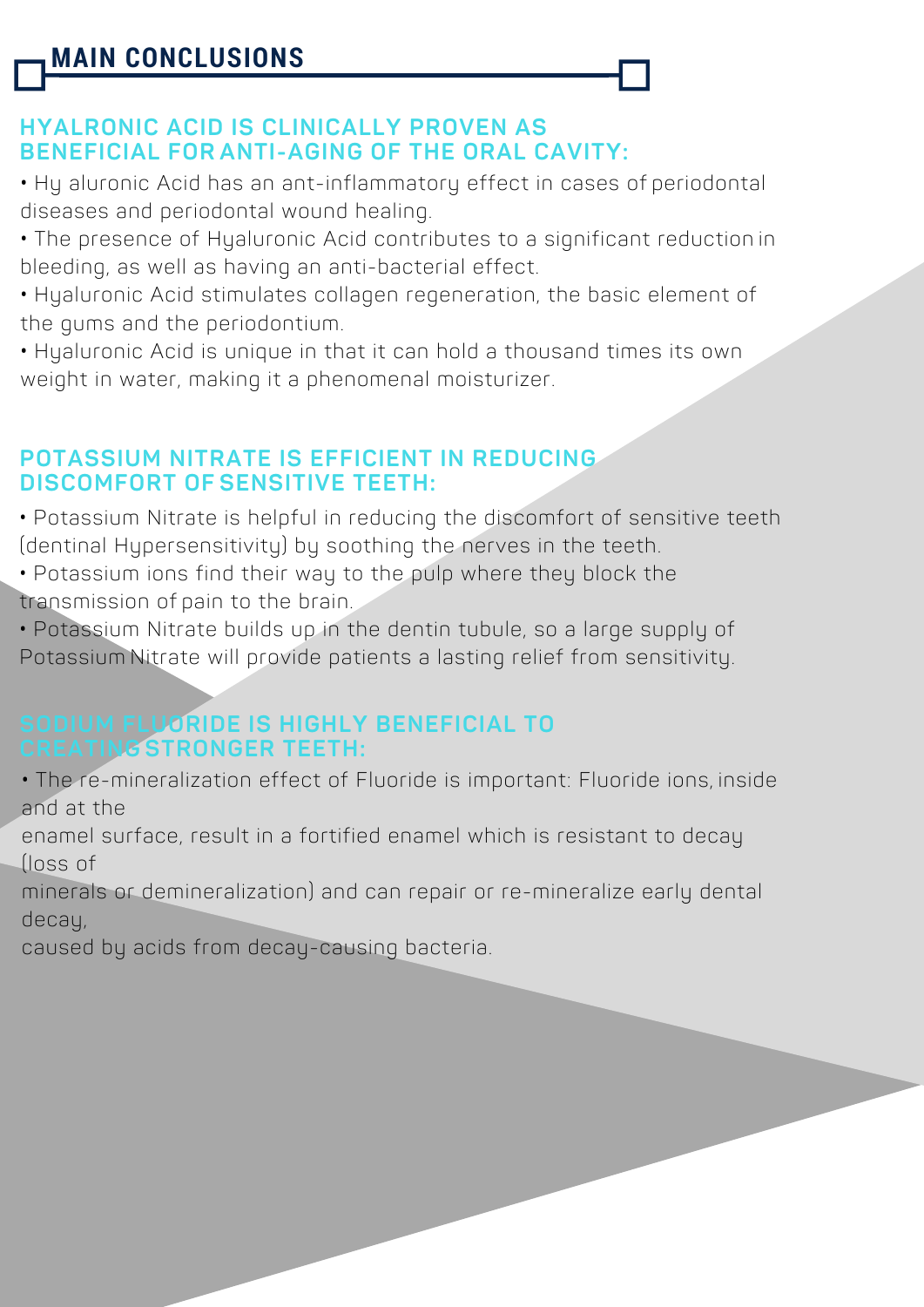# MAIN CONCLUSIONS

## HYALRONIC ACID IS CLINICALLY PROVEN AS BENEFICIAL FOR ANTI-AGING OF THE ORAL CAVITY:

- Hy aluronic Acid has an ant-inflammatory effect in cases of periodontal diseases and periodontal wound healing.
- The presence of Hyaluronic Acid contributes to a significant reduction in bleeding, as well as having an anti-bacterial effect.
- Hyaluronic Acid stimulates collagen regeneration, the basic element of the gums and the periodontium.
- Hyaluronic Acid is unique in that it can hold a thousand times its own weight in water, making it a phenomenal moisturizer.

## POTASSIUM NITRATE IS EFFICIENT IN REDUCING DISCOMFORT OF SENSITIVE TEETH:

- Potassium Nitrate is helpful in reducing the discomfort of sensitive teeth (dentinal Hypersensitivity) by soothing the nerves in the teeth.
- Potassium ions find their way to the pulp where they block the transmission of pain to the brain.
- Potassium Nitrate builds up in the dentin tubule, so a large supply of Potassium Nitrate will provide patients a lasting relief from sensitivity.

## SODIUM FLUORIDE IS HIGHLY BENEFICIAL TO CREATING STRONGER TEETH:

- The re-mineralization effect of Fluoride is important: Fluoride ions, inside and at the enamel surface, result in a fortified enamel which is resistant to decay (loss of minerals or demineralization) and can repair or re-mineralize early dental decay, caused by acids from decay-causing bacteria.